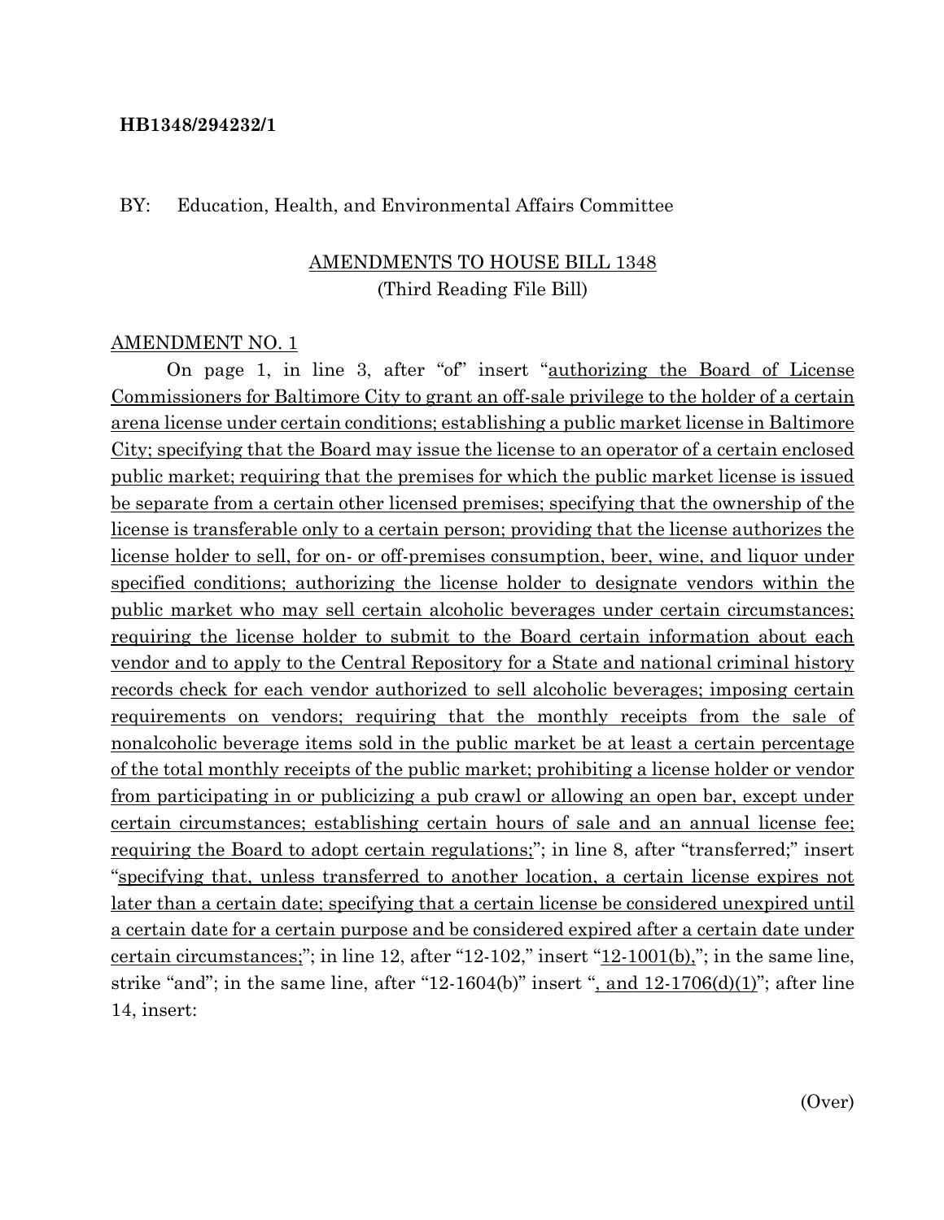**HB1348/294232/1**

BY: Education, Health, and Environmental Affairs Committee

AMENDMENTS TO HOUSE BILL 1348
(Third Reading File Bill)

AMENDMENT NO. 1

On page 1, in line 3, after "of" insert "authorizing the Board of License Commissioners for Baltimore City to grant an off-sale privilege to the holder of a certain arena license under certain conditions; establishing a public market license in Baltimore City; specifying that the Board may issue the license to an operator of a certain enclosed public market; requiring that the premises for which the public market license is issued be separate from a certain other licensed premises; specifying that the ownership of the license is transferable only to a certain person; providing that the license authorizes the license holder to sell, for on- or off-premises consumption, beer, wine, and liquor under specified conditions; authorizing the license holder to designate vendors within the public market who may sell certain alcoholic beverages under certain circumstances; requiring the license holder to submit to the Board certain information about each vendor and to apply to the Central Repository for a State and national criminal history records check for each vendor authorized to sell alcoholic beverages; imposing certain requirements on vendors; requiring that the monthly receipts from the sale of nonalcoholic beverage items sold in the public market be at least a certain percentage of the total monthly receipts of the public market; prohibiting a license holder or vendor from participating in or publicizing a pub crawl or allowing an open bar, except under certain circumstances; establishing certain hours of sale and an annual license fee; requiring the Board to adopt certain regulations;"; in line 8, after "transferred;" insert "specifying that, unless transferred to another location, a certain license expires not later than a certain date; specifying that a certain license be considered unexpired until a certain date for a certain purpose and be considered expired after a certain date under certain circumstances;"; in line 12, after "12-102," insert "12-1001(b),"; in the same line, strike "and"; in the same line, after "12-1604(b)" insert ", and 12-1706(d)(1)"; after line 14, insert:

(Over)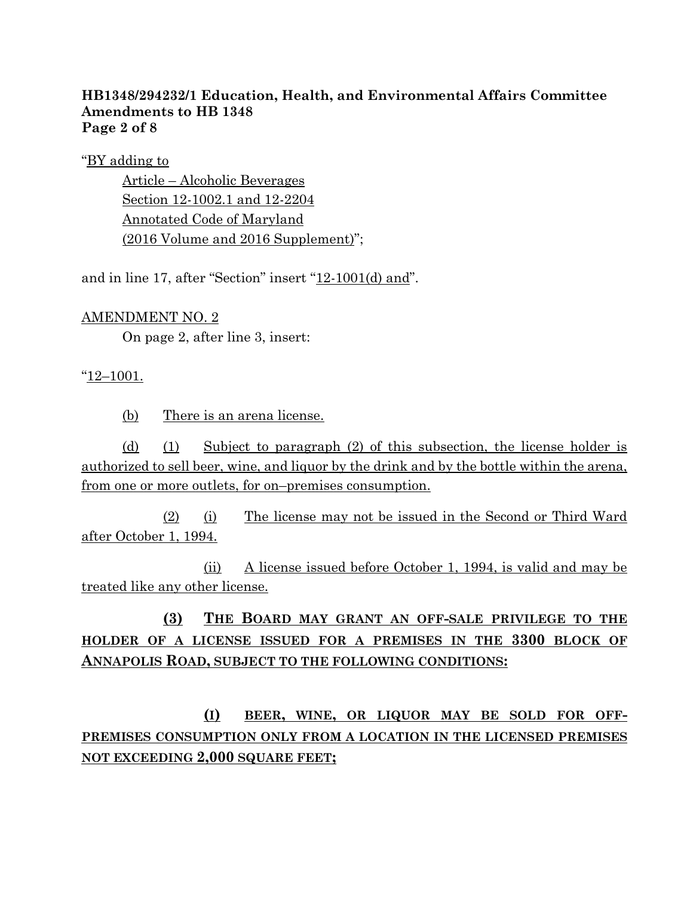“BY adding to

Article – Alcoholic Beverages
Section 12-1002.1 and 12-2204
Annotated Code of Maryland
(2016 Volume and 2016 Supplement)”;

and in line 17, after “Section” insert “12-1001(d) and”.

AMENDMENT NO. 2

On page 2, after line 3, insert:

“12–1001.

(b) There is an arena license.

(d) (1) Subject to paragraph (2) of this subsection, the license holder is authorized to sell beer, wine, and liquor by the drink and by the bottle within the arena, from one or more outlets, for on–premises consumption.

(2) (i) The license may not be issued in the Second or Third Ward after October 1, 1994.

(ii) A license issued before October 1, 1994, is valid and may be treated like any other license.

**(3) THE BOARD MAY GRANT AN OFF-SALE PRIVILEGE TO THE HOLDER OF A LICENSE ISSUED FOR A PREMISES IN THE 3300 BLOCK OF ANNAPOLIS ROAD, SUBJECT TO THE FOLLOWING CONDITIONS:**

**(I) BEER, WINE, OR LIQUOR MAY BE SOLD FOR OFF-PREMISES CONSUMPTION ONLY FROM A LOCATION IN THE LICENSED PREMISES NOT EXCEEDING 2,000 SQUARE FEET;**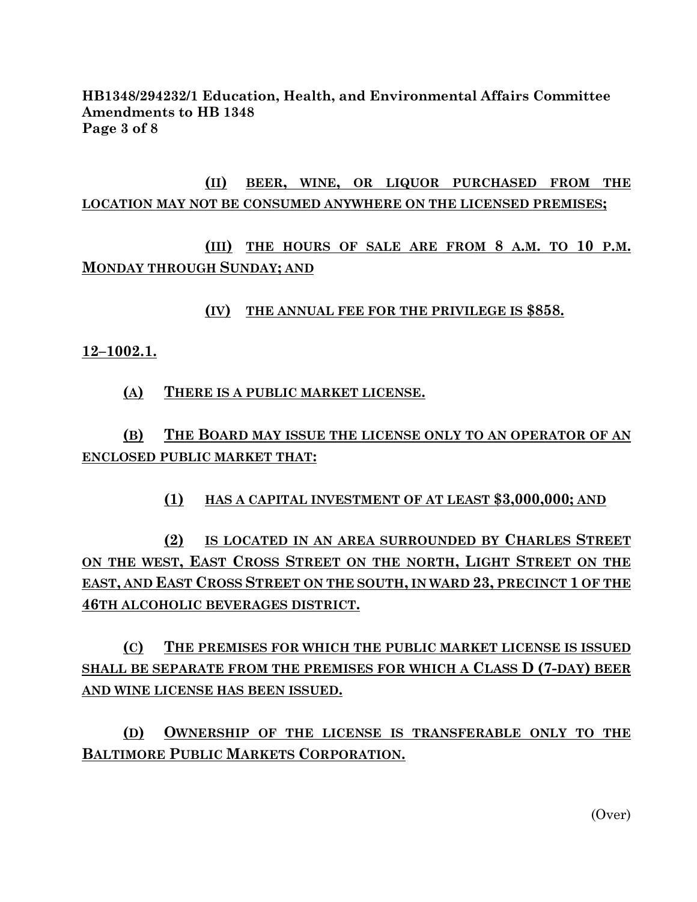(II) BEER, WINE, OR LIQUOR PURCHASED FROM THE LOCATION MAY NOT BE CONSUMED ANYWHERE ON THE LICENSED PREMISES;

(III) THE HOURS OF SALE ARE FROM 8 A.M. TO 10 P.M. MONDAY THROUGH SUNDAY; AND

(IV) THE ANNUAL FEE FOR THE PRIVILEGE IS $858.

**12–1002.1.**

(A) THERE IS A PUBLIC MARKET LICENSE.

(B) THE BOARD MAY ISSUE THE LICENSE ONLY TO AN OPERATOR OF AN ENCLOSED PUBLIC MARKET THAT:

(1) HAS A CAPITAL INVESTMENT OF AT LEAST $3,000,000; AND

(2) IS LOCATED IN AN AREA SURROUNDED BY CHARLES STREET ON THE WEST, EAST CROSS STREET ON THE NORTH, LIGHT STREET ON THE EAST, AND EAST CROSS STREET ON THE SOUTH, IN WARD 23, PRECINCT 1 OF THE 46TH ALCOHOLIC BEVERAGES DISTRICT.

(C) THE PREMISES FOR WHICH THE PUBLIC MARKET LICENSE IS ISSUED SHALL BE SEPARATE FROM THE PREMISES FOR WHICH A CLASS D (7-DAY) BEER AND WINE LICENSE HAS BEEN ISSUED.

(D) OWNERSHIP OF THE LICENSE IS TRANSFERABLE ONLY TO THE BALTIMORE PUBLIC MARKETS CORPORATION.

(Over)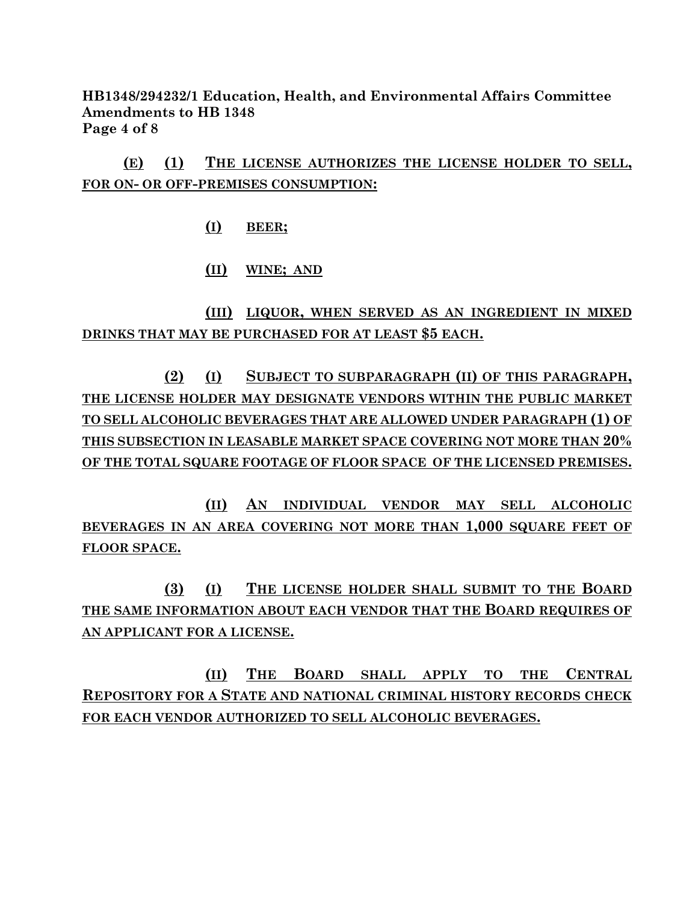(E) (1) THE LICENSE AUTHORIZES THE LICENSE HOLDER TO SELL, FOR ON- OR OFF-PREMISES CONSUMPTION:

(I) BEER;

(II) WINE; AND

(III) LIQUOR, WHEN SERVED AS AN INGREDIENT IN MIXED DRINKS THAT MAY BE PURCHASED FOR AT LEAST $5 EACH.

(2) (I) SUBJECT TO SUBPARAGRAPH (II) OF THIS PARAGRAPH, THE LICENSE HOLDER MAY DESIGNATE VENDORS WITHIN THE PUBLIC MARKET TO SELL ALCOHOLIC BEVERAGES THAT ARE ALLOWED UNDER PARAGRAPH (1) OF THIS SUBSECTION IN LEASABLE MARKET SPACE COVERING NOT MORE THAN 20% OF THE TOTAL SQUARE FOOTAGE OF FLOOR SPACE OF THE LICENSED PREMISES.

(II) AN INDIVIDUAL VENDOR MAY SELL ALCOHOLIC BEVERAGES IN AN AREA COVERING NOT MORE THAN 1,000 SQUARE FEET OF FLOOR SPACE.

(3) (I) THE LICENSE HOLDER SHALL SUBMIT TO THE BOARD THE SAME INFORMATION ABOUT EACH VENDOR THAT THE BOARD REQUIRES OF AN APPLICANT FOR A LICENSE.

(II) THE BOARD SHALL APPLY TO THE CENTRAL REPOSITORY FOR A STATE AND NATIONAL CRIMINAL HISTORY RECORDS CHECK FOR EACH VENDOR AUTHORIZED TO SELL ALCOHOLIC BEVERAGES.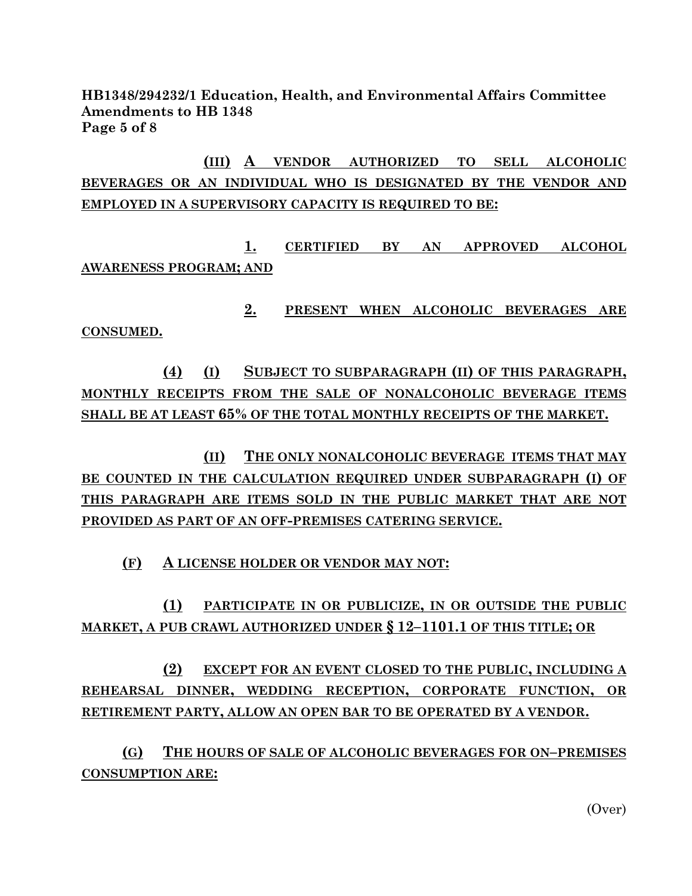**(III) A VENDOR AUTHORIZED TO SELL ALCOHOLIC BEVERAGES OR AN INDIVIDUAL WHO IS DESIGNATED BY THE VENDOR AND EMPLOYED IN A SUPERVISORY CAPACITY IS REQUIRED TO BE:**

**1. CERTIFIED BY AN APPROVED ALCOHOL AWARENESS PROGRAM; AND**

**2. PRESENT WHEN ALCOHOLIC BEVERAGES ARE CONSUMED.**

**(4) (I) SUBJECT TO SUBPARAGRAPH (II) OF THIS PARAGRAPH, MONTHLY RECEIPTS FROM THE SALE OF NONALCOHOLIC BEVERAGE ITEMS SHALL BE AT LEAST 65% OF THE TOTAL MONTHLY RECEIPTS OF THE MARKET.**

**(II) THE ONLY NONALCOHOLIC BEVERAGE ITEMS THAT MAY BE COUNTED IN THE CALCULATION REQUIRED UNDER SUBPARAGRAPH (I) OF THIS PARAGRAPH ARE ITEMS SOLD IN THE PUBLIC MARKET THAT ARE NOT PROVIDED AS PART OF AN OFF-PREMISES CATERING SERVICE.**

**(F) A LICENSE HOLDER OR VENDOR MAY NOT:**

**(1) PARTICIPATE IN OR PUBLICIZE, IN OR OUTSIDE THE PUBLIC MARKET, A PUB CRAWL AUTHORIZED UNDER § 12–1101.1 OF THIS TITLE; OR**

**(2) EXCEPT FOR AN EVENT CLOSED TO THE PUBLIC, INCLUDING A REHEARSAL DINNER, WEDDING RECEPTION, CORPORATE FUNCTION, OR RETIREMENT PARTY, ALLOW AN OPEN BAR TO BE OPERATED BY A VENDOR.**

**(G) THE HOURS OF SALE OF ALCOHOLIC BEVERAGES FOR ON–PREMISES CONSUMPTION ARE:**

(Over)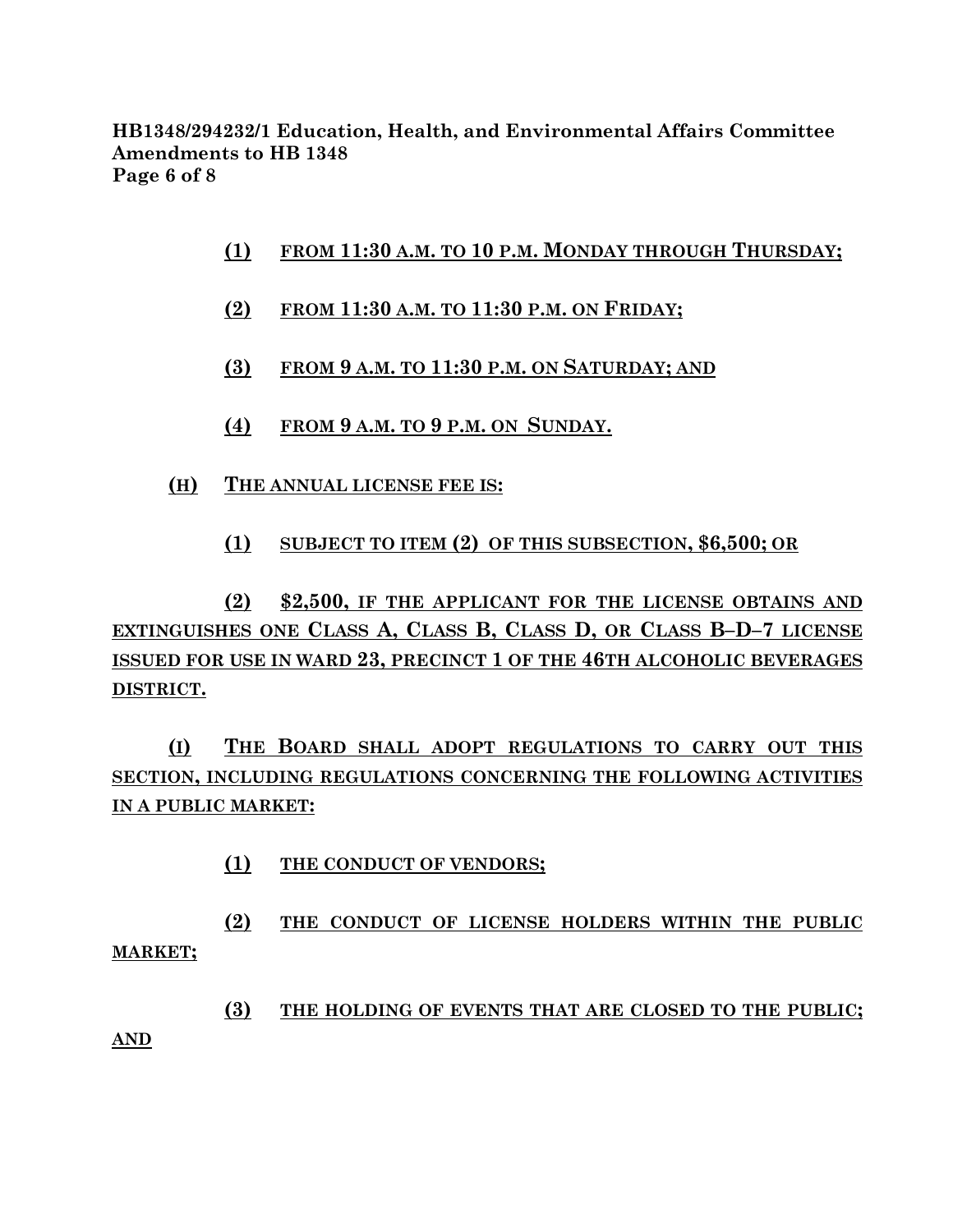**(1) FROM 11:30 A.M. TO 10 P.M. MONDAY THROUGH THURSDAY;**

**(2) FROM 11:30 A.M. TO 11:30 P.M. ON FRIDAY;**

**(3) FROM 9 A.M. TO 11:30 P.M. ON SATURDAY; AND**

**(4) FROM 9 A.M. TO 9 P.M. ON SUNDAY.**

**(H) THE ANNUAL LICENSE FEE IS:**

**(1) SUBJECT TO ITEM (2) OF THIS SUBSECTION, $6,500; OR**

**(2) $2,500, IF THE APPLICANT FOR THE LICENSE OBTAINS AND EXTINGUISHES ONE CLASS A, CLASS B, CLASS D, OR CLASS B–D–7 LICENSE ISSUED FOR USE IN WARD 23, PRECINCT 1 OF THE 46TH ALCOHOLIC BEVERAGES DISTRICT.**

**(I) THE BOARD SHALL ADOPT REGULATIONS TO CARRY OUT THIS SECTION, INCLUDING REGULATIONS CONCERNING THE FOLLOWING ACTIVITIES IN A PUBLIC MARKET:**

**(1) THE CONDUCT OF VENDORS;**

**(2) THE CONDUCT OF LICENSE HOLDERS WITHIN THE PUBLIC MARKET;**

**(3) THE HOLDING OF EVENTS THAT ARE CLOSED TO THE PUBLIC; AND**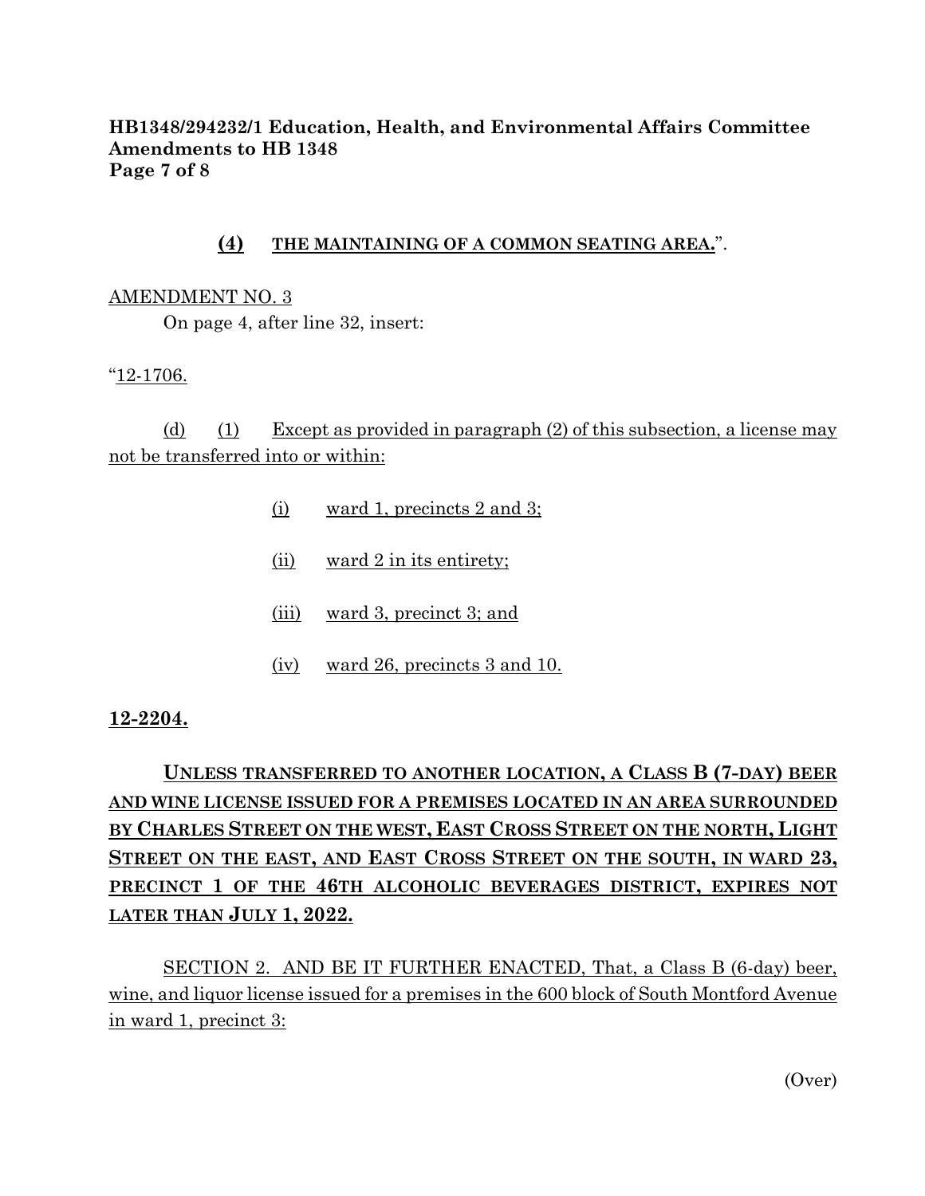**(4)** **THE MAINTAINING OF A COMMON SEATING AREA.**".

AMENDMENT NO. 3

On page 4, after line 32, insert:

"12-1706.

(d) (1) Except as provided in paragraph (2) of this subsection, a license may not be transferred into or within:

(i) ward 1, precincts 2 and 3;

(ii) ward 2 in its entirety;

(iii) ward 3, precinct 3; and

(iv) ward 26, precincts 3 and 10.

**12-2204.**

**UNLESS TRANSFERRED TO ANOTHER LOCATION, A CLASS B (7-DAY) BEER AND WINE LICENSE ISSUED FOR A PREMISES LOCATED IN AN AREA SURROUNDED BY CHARLES STREET ON THE WEST, EAST CROSS STREET ON THE NORTH, LIGHT STREET ON THE EAST, AND EAST CROSS STREET ON THE SOUTH, IN WARD 23, PRECINCT 1 OF THE 46TH ALCOHOLIC BEVERAGES DISTRICT, EXPIRES NOT LATER THAN JULY 1, 2022.**

SECTION 2. AND BE IT FURTHER ENACTED, That, a Class B (6-day) beer, wine, and liquor license issued for a premises in the 600 block of South Montford Avenue in ward 1, precinct 3:

(Over)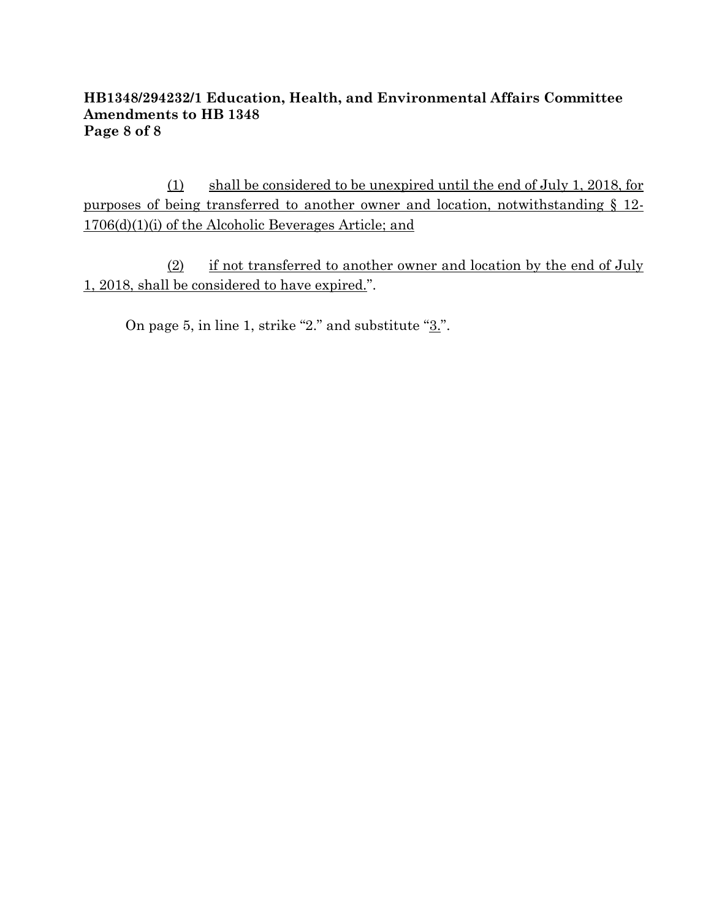(1) shall be considered to be unexpired until the end of July 1, 2018, for purposes of being transferred to another owner and location, notwithstanding § 12-1706(d)(1)(i) of the Alcoholic Beverages Article; and

(2) if not transferred to another owner and location by the end of July 1, 2018, shall be considered to have expired.".

On page 5, in line 1, strike "2." and substitute "3.".